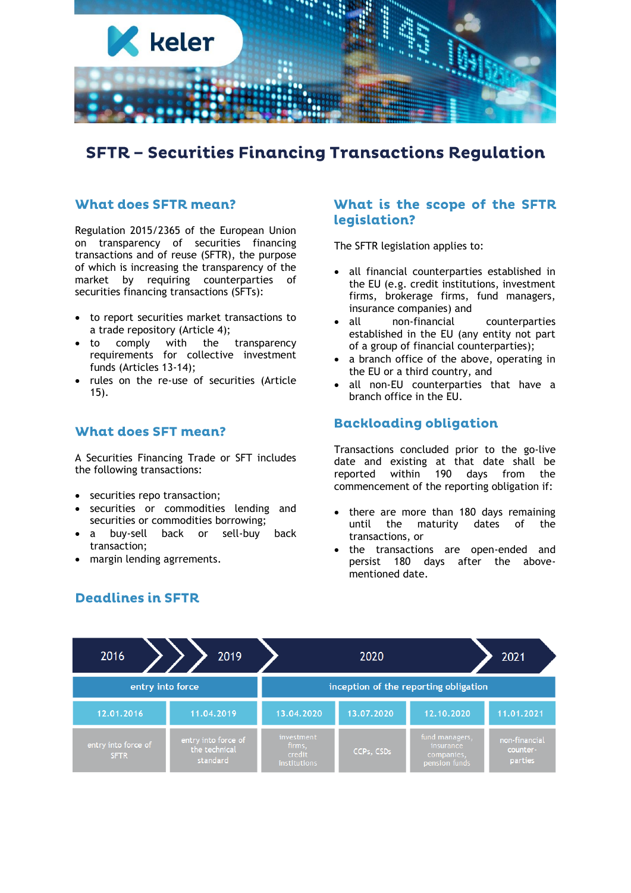# SFTR – Securities Financing Transactions Regulation

## What does SFTR mean?

Regulation 2015/2365 of the European Union on transparency of securities financing transactions and of reuse (SFTR), the purpose of which is increasing the transparency of the market by requiring counterparties of securities financing transactions (SFTs):

- to report securities market transactions to a trade repository (Article 4);
- to comply with the transparency requirements for collective investment funds (Articles 13-14);
- rules on the re-use of securities (Article 15).

## What does SFT mean?

A Securities Financing Trade or SFT includes the following transactions:

- securities repo transaction;
- securities or commodities lending and securities or commodities borrowing;
- a buy-sell back or sell-buy back transaction;
- margin lending agrrements.

## What is the scope of the SFTR legislation?

The SFTR legislation applies to:

- all financial counterparties established in the EU (e.g. credit institutions, investment firms, brokerage firms, fund managers, insurance companies) and
- all non-financial counterparties established in the EU (any entity not part of a group of financial counterparties);
- a branch office of the above, operating in the EU or a third country, and
- all non-EU counterparties that have a branch office in the EU.

## Backloading obligation

Transactions concluded prior to the go-live date and existing at that date shall be reported within 190 days from the commencement of the reporting obligation if:

- there are more than 180 days remaining until the maturity dates of the transactions, or
- the transactions are open-ended and persist 180 days after the above-mentioned date.

## Deadlines in SFTR

| 2016 | 2019 | 2020 | | | 2021 |
|---|---|---|---|---|---|
| entry into force | | inception of the reporting obligation | | | |
| 12.01.2016 | 11.04.2019 | 13.04.2020 | 13.07.2020 | 12.10.2020 | 11.01.2021 |
| entry into force of SFTR | entry into force of the technical standard | investment firms, credit institutions | CCPs, CSDs | fund managers, insurance companies, pension funds | non-financial counter-parties |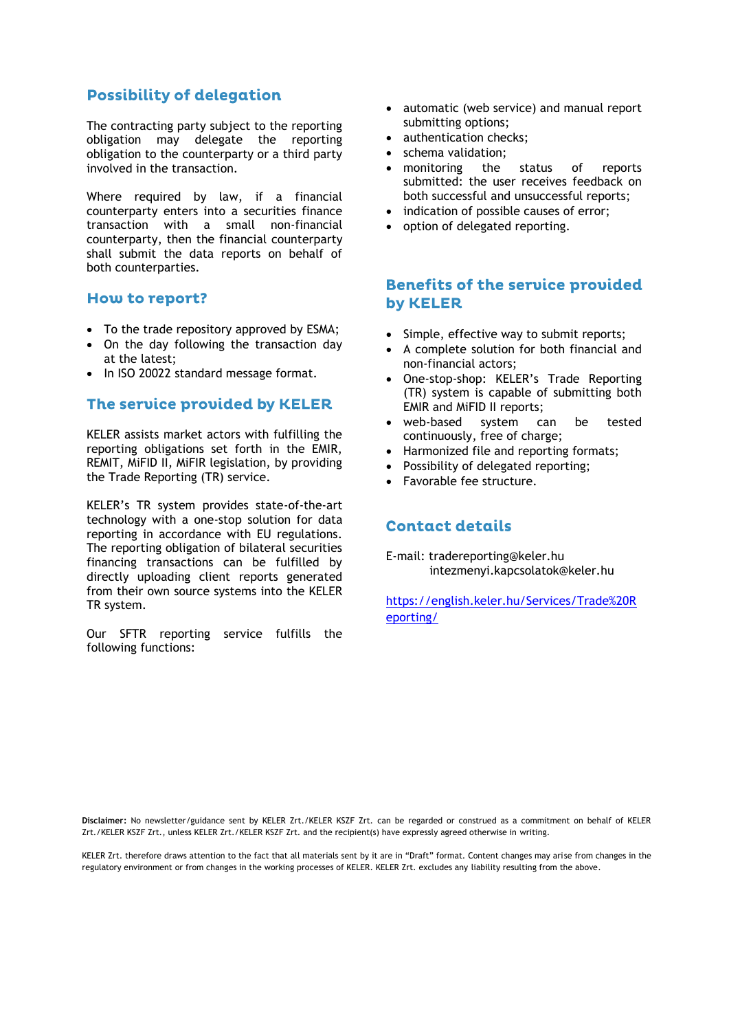## Possibility of delegation

The contracting party subject to the reporting obligation may delegate the reporting obligation to the counterparty or a third party involved in the transaction.

Where required by law, if a financial counterparty enters into a securities finance transaction with a small non-financial counterparty, then the financial counterparty shall submit the data reports on behalf of both counterparties.

## How to report?

- To the trade repository approved by ESMA;
- On the day following the transaction day at the latest;
- In ISO 20022 standard message format.

## The service provided by KELER

KELER assists market actors with fulfilling the reporting obligations set forth in the EMIR, REMIT, MiFID II, MiFIR legislation, by providing the Trade Reporting (TR) service.

KELER's TR system provides state-of-the-art technology with a one-stop solution for data reporting in accordance with EU regulations. The reporting obligation of bilateral securities financing transactions can be fulfilled by directly uploading client reports generated from their own source systems into the KELER TR system.

Our SFTR reporting service fulfills the following functions:

- automatic (web service) and manual report submitting options;
- authentication checks;
- schema validation;
- monitoring the status of reports submitted: the user receives feedback on both successful and unsuccessful reports;
- indication of possible causes of error;
- option of delegated reporting.

## Benefits of the service provided by KELER

- Simple, effective way to submit reports;
- A complete solution for both financial and non-financial actors;
- One-stop-shop: KELER's Trade Reporting (TR) system is capable of submitting both EMIR and MiFID II reports;
- web-based system can be tested continuously, free of charge;
- Harmonized file and reporting formats;
- Possibility of delegated reporting;
- Favorable fee structure.

## Contact details

E-mail: tradereporting@keler.hu
intezmenyi.kapcsolatok@keler.hu

https://english.keler.hu/Services/Trade%20Reporting/

**Disclaimer:** No newsletter/guidance sent by KELER Zrt./KELER KSZF Zrt. can be regarded or construed as a commitment on behalf of KELER Zrt./KELER KSZF Zrt., unless KELER Zrt./KELER KSZF Zrt. and the recipient(s) have expressly agreed otherwise in writing.

KELER Zrt. therefore draws attention to the fact that all materials sent by it are in "Draft" format. Content changes may arise from changes in the regulatory environment or from changes in the working processes of KELER. KELER Zrt. excludes any liability resulting from the above.